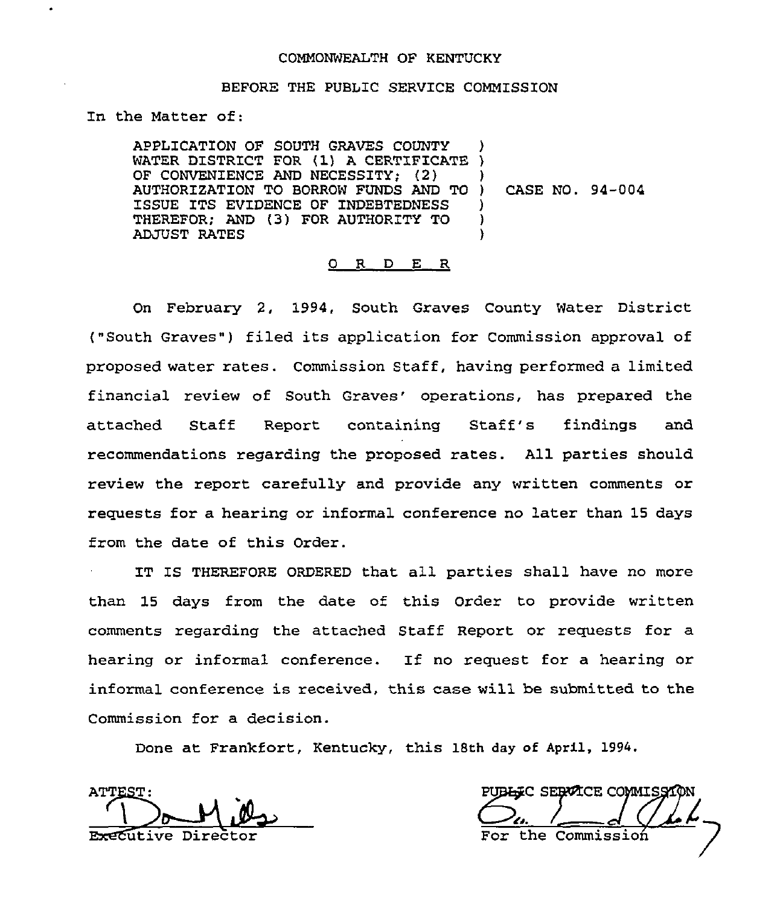COMMONWEALTH OF KENTUCKY

BEFORE THE PUBLIC SERVICE COMMISSION

In the Matter of:

APPLICATION OF SOUTH GRAVES COUNTY WATER DISTRICT FOR (1) A CERTIFICATE OF CONVENIENCE AND NECESSITY; (2) AUTHORIZATION TO BORROW FUNDS AND TO ISSUE ITS EVIDENCE OF INDEBTEDNESS THEREFOR; AND (3) FOR AUTHORITY TO ADJUST RATES

) CASE NO. 94-004

## O R D E R

On February 2, 1994, South Graves County Water District ("South Graves") filed its application for Commission approval of proposed water rates. Commission Staff, having performed a limited financial review of South Graves' operations, has prepared the attached Staff Report containing Staff's findings and recommendations regarding the proposed rates. All parties should review the report carefully and provide any written comments or requests for a hearing or informal conference no later than 15 days from the date of this Order.

IT IS THEREFORE ORDERED that all parties shall have no more than 15 days from the date of this Order to provide written comments regarding the attached Staff Report or requests for a hearing or informal conference. If no request for a hearing or informal conference is received, this case will be submitted to the Commission for a decision.

Done at Frankfort, Kentucky, this 18th day of April, 1994.

ATTEST:

Executive Director

PUBLIC SERVICE COMMISSION

For the Commission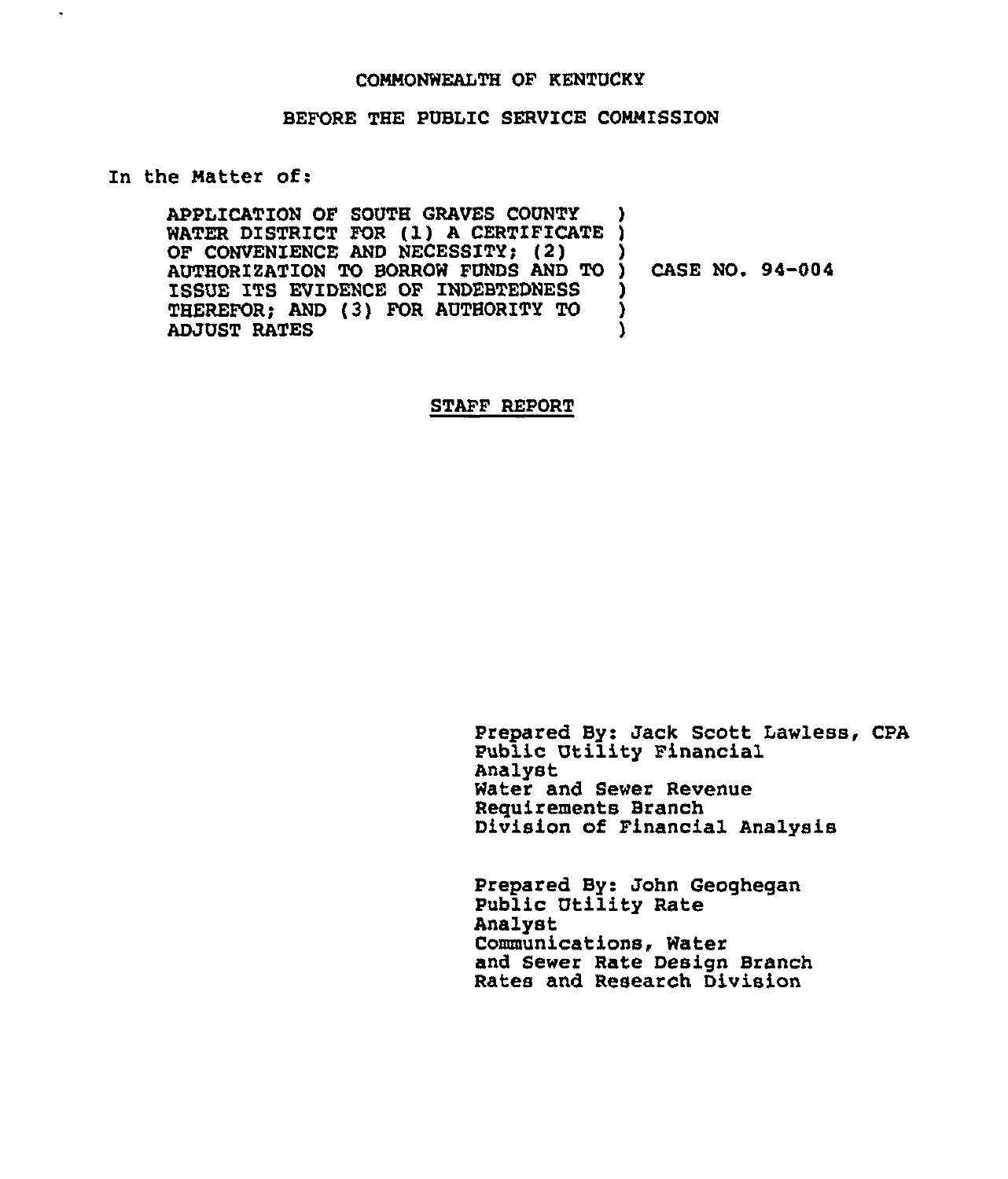COMMONWEALTH OF KENTUCKY

BEFORE THE PUBLIC SERVICE COMMISSION

In the Matter of:

| | | |
|---|---|---|
| APPLICATION OF SOUTH GRAVES COUNTY WATER DISTRICT FOR (1) A CERTIFICATE OF CONVENIENCE AND NECESSITY; (2) AUTHORIZATION TO BORROW FUNDS AND TO ISSUE ITS EVIDENCE OF INDEBTEDNESS THEREFOR; AND (3) FOR AUTHORITY TO ADJUST RATES | ) | CASE NO. 94-004 |

## STAFF REPORT

Prepared By: Jack Scott Lawless, CPA
Public Utility Financial Analyst
Water and Sewer Revenue Requirements Branch
Division of Financial Analysis

Prepared By: John Geoghegan
Public Utility Rate Analyst
Communications, Water and Sewer Rate Design Branch
Rates and Research Division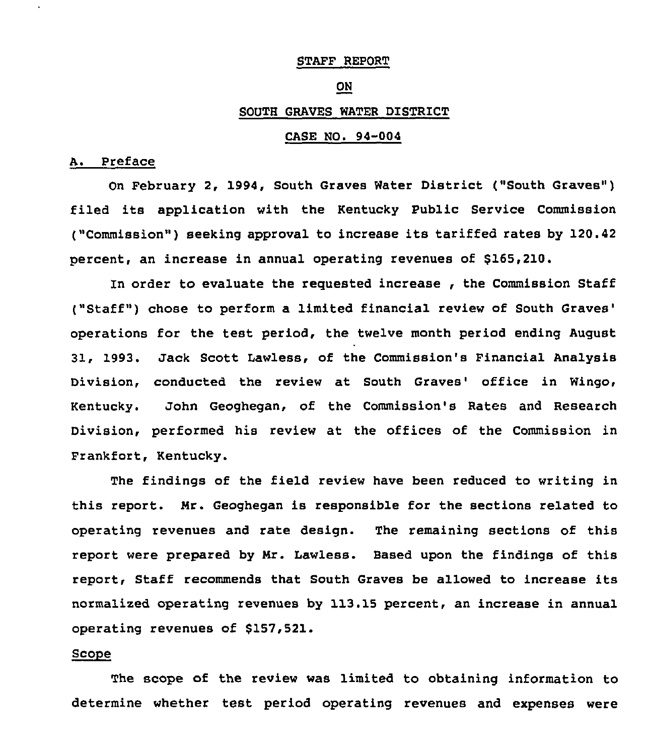STAFF REPORT

ON

SOUTH GRAVES WATER DISTRICT

CASE NO. 94-004

## A. Preface

On February 2, 1994, South Graves Water District ("South Graves") filed its application with the Kentucky Public Service Commission ("Commission") seeking approval to increase its tariffed rates by 120.42 percent, an increase in annual operating revenues of $165,210.

In order to evaluate the requested increase , the Commission Staff ("Staff") chose to perform a limited financial review of South Graves' operations for the test period, the twelve month period ending August 31, 1993. Jack Scott Lawless, of the Commission's Financial Analysis Division, conducted the review at South Graves' office in Wingo, Kentucky. John Geoghegan, of the Commission's Rates and Research Division, performed his review at the offices of the Commission in Frankfort, Kentucky.

The findings of the field review have been reduced to writing in this report. Mr. Geoghegan is responsible for the sections related to operating revenues and rate design. The remaining sections of this report were prepared by Mr. Lawless. Based upon the findings of this report, Staff recommends that South Graves be allowed to increase its normalized operating revenues by 113.15 percent, an increase in annual operating revenues of $157,521.

## Scope

The scope of the review was limited to obtaining information to determine whether test period operating revenues and expenses were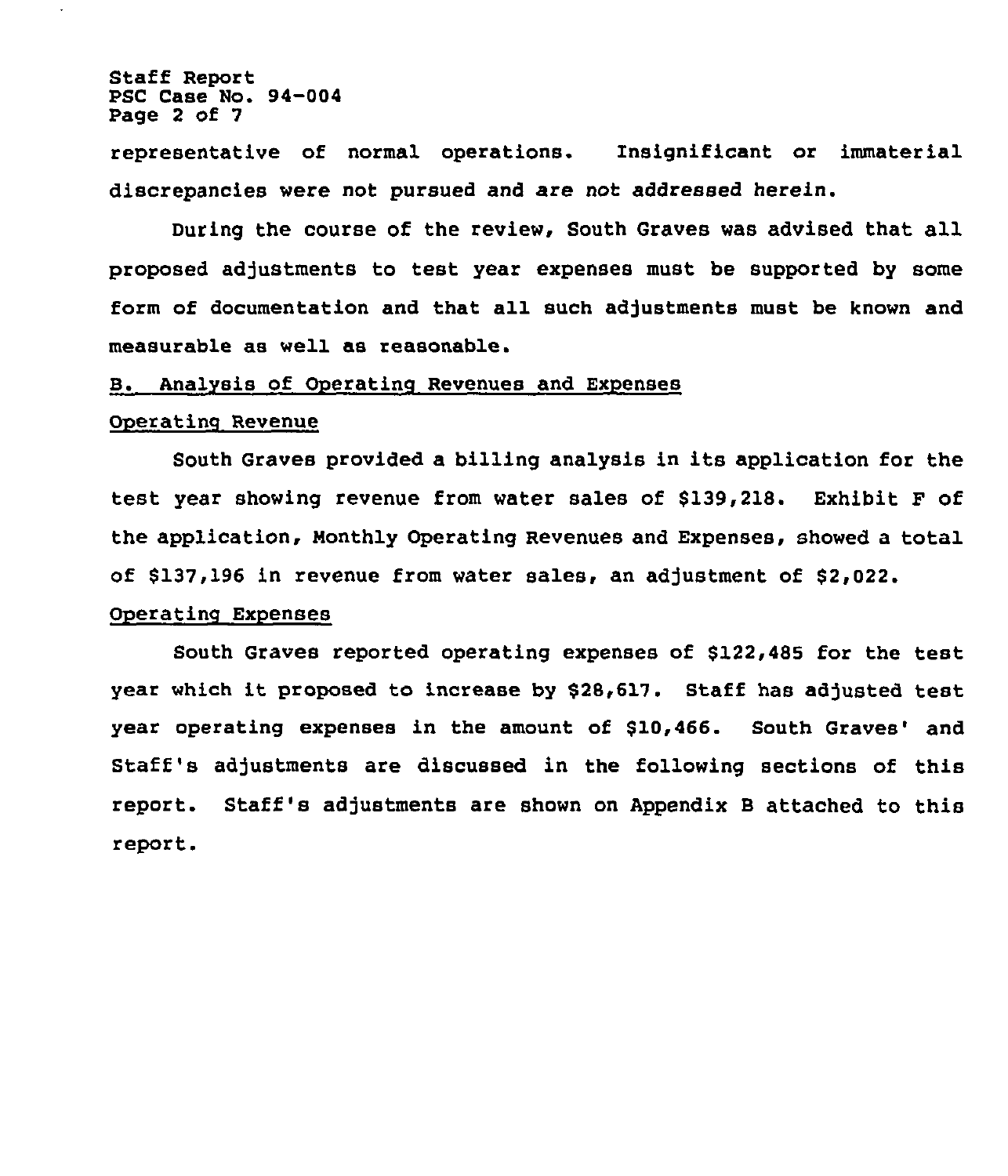representative of normal operations. Insignificant or immaterial discrepancies were not pursued and are not addressed herein.

During the course of the review, South Graves was advised that all proposed adjustments to test year expenses must be supported by some form of documentation and that all such adjustments must be known and measurable as well as reasonable.

## B. Analysis of Operating Revenues and Expenses

### Operating Revenue

South Graves provided a billing analysis in its application for the test year showing revenue from water sales of $139,218. Exhibit F of the application, Monthly Operating Revenues and Expenses, showed a total of $137,196 in revenue from water sales, an adjustment of $2,022.

### Operating Expenses

South Graves reported operating expenses of $122,485 for the test year which it proposed to increase by $28,617. Staff has adjusted test year operating expenses in the amount of $10,466. South Graves' and Staff's adjustments are discussed in the following sections of this report. Staff's adjustments are shown on Appendix B attached to this report.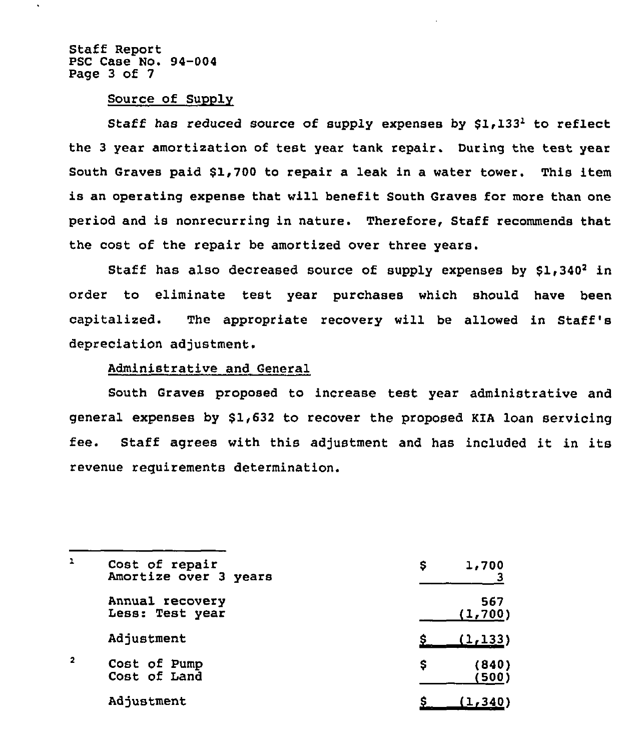## Source of Supply

Staff has reduced source of supply expenses by $1,133[1] to reflect the 3 year amortization of test year tank repair. During the test year South Graves paid $1,700 to repair a leak in a water tower. This item is an operating expense that will benefit South Graves for more than one period and is nonrecurring in nature. Therefore, Staff recommends that the cost of the repair be amortized over three years.

Staff has also decreased source of supply expenses by $1,340[2] in order to eliminate test year purchases which should have been capitalized. The appropriate recovery will be allowed in Staff's depreciation adjustment.

## Administrative and General

South Graves proposed to increase test year administrative and general expenses by $1,632 to recover the proposed KIA loan servicing fee. Staff agrees with this adjustment and has included it in its revenue requirements determination.

---

| | | |
|---|---|---|
| 1 | Cost of repair | $ 1,700 |
| | Amortize over 3 years | 3 |
| | Annual recovery | 567 |
| | Less: Test year | (1,700) |
| | Adjustment | $ (1,133) |
| 2 | Cost of Pump | $ (840) |
| | Cost of Land | (500) |
| | Adjustment | $ (1,340) |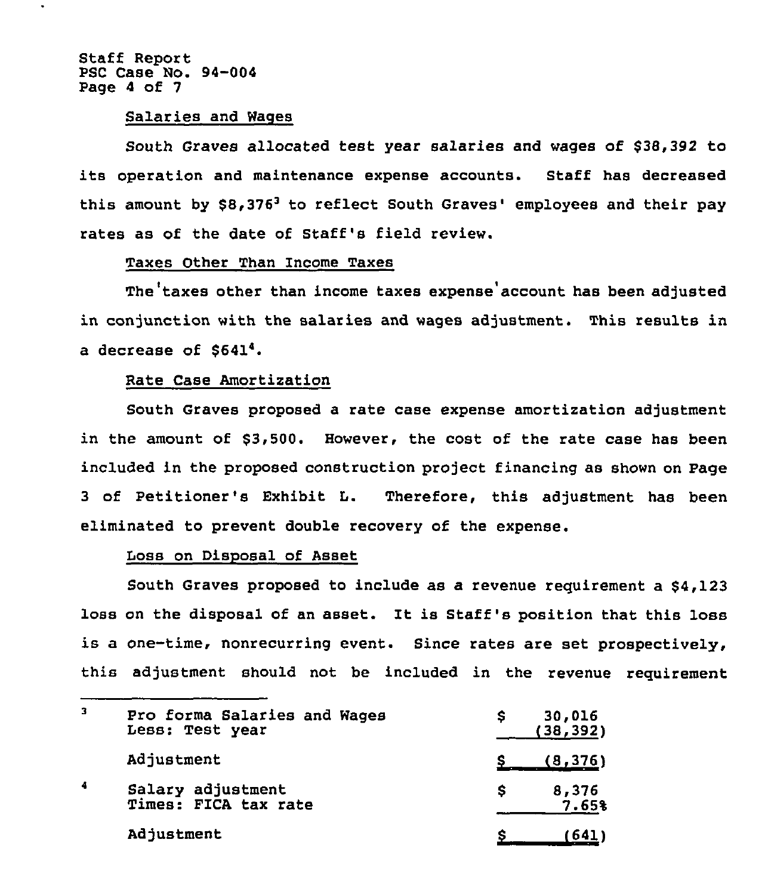### Salaries and Wages

South Graves allocated test year salaries and wages of $38,392 to its operation and maintenance expense accounts. Staff has decreased this amount by $8,376[3] to reflect South Graves' employees and their pay rates as of the date of Staff's field review.

### Taxes Other Than Income Taxes

The taxes other than income taxes expense account has been adjusted in conjunction with the salaries and wages adjustment. This results in a decrease of $641[4].

### Rate Case Amortization

South Graves proposed a rate case expense amortization adjustment in the amount of $3,500. However, the cost of the rate case has been included in the proposed construction project financing as shown on Page 3 of Petitioner's Exhibit L. Therefore, this adjustment has been eliminated to prevent double recovery of the expense.

### Loss on Disposal of Asset

South Graves proposed to include as a revenue requirement a $4,123 loss on the disposal of an asset. It is Staff's position that this loss is a one-time, nonrecurring event. Since rates are set prospectively, this adjustment should not be included in the revenue requirement

---

| | | |
|---|---|---|
| [3] | Pro forma Salaries and Wages | $ 30,016 |
| | Less: Test year | (38,392) |
| | Adjustment | $ (8,376) |
| [4] | Salary adjustment | $ 8,376 |
| | Times: FICA tax rate | 7.65% |
| | Adjustment | $ (641) |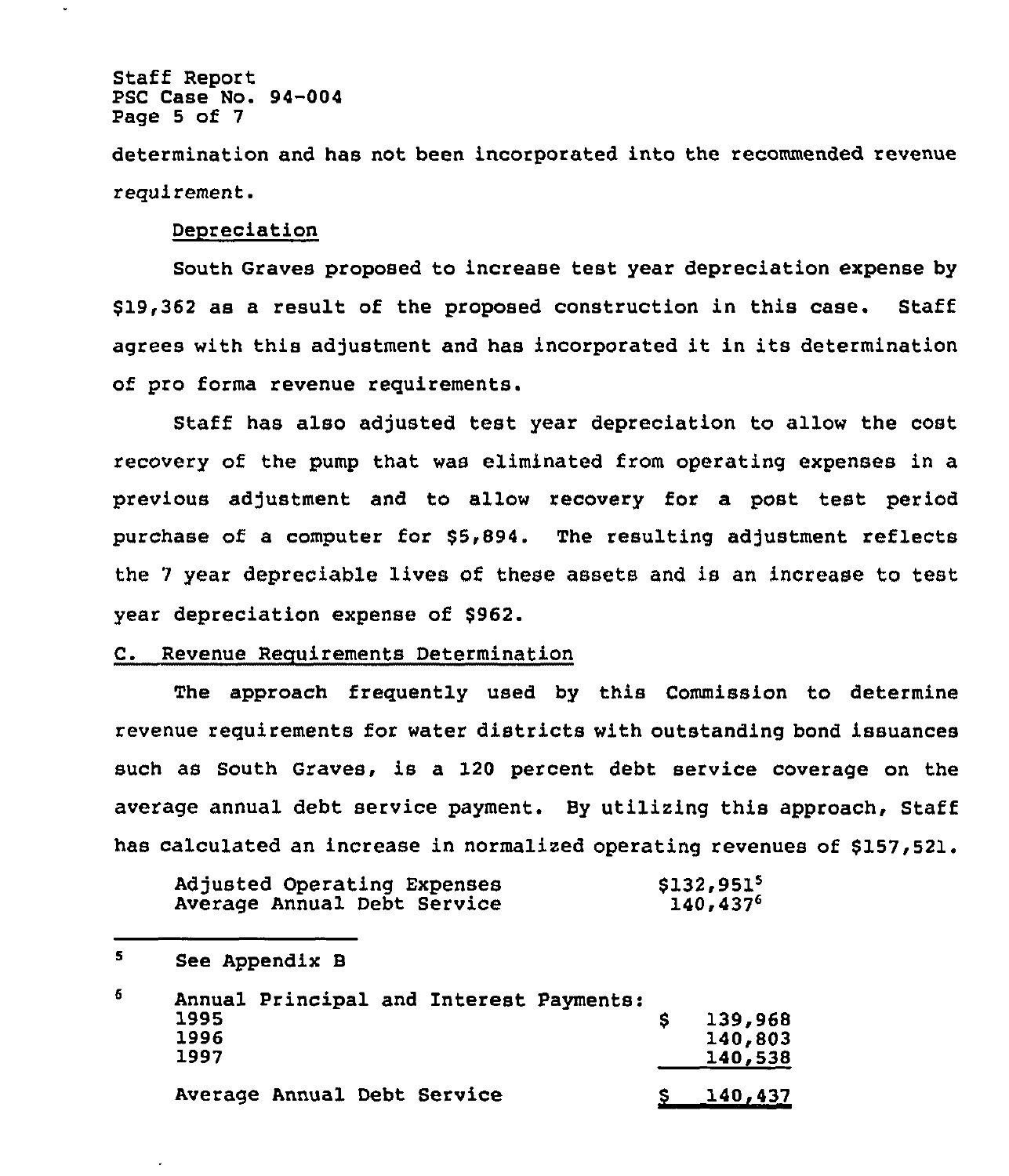determination and has not been incorporated into the recommended revenue requirement.

Depreciation

South Graves proposed to increase test year depreciation expense by $19,362 as a result of the proposed construction in this case. Staff agrees with this adjustment and has incorporated it in its determination of pro forma revenue requirements.

Staff has also adjusted test year depreciation to allow the cost recovery of the pump that was eliminated from operating expenses in a previous adjustment and to allow recovery for a post test period purchase of a computer for $5,894. The resulting adjustment reflects the 7 year depreciable lives of these assets and is an increase to test year depreciation expense of $962.

## C. Revenue Requirements Determination

The approach frequently used by this Commission to determine revenue requirements for water districts with outstanding bond issuances such as South Graves, is a 120 percent debt service coverage on the average annual debt service payment. By utilizing this approach, Staff has calculated an increase in normalized operating revenues of $157,521.

| | |
|---|---|
| Adjusted Operating Expenses | $132,951[5] |
| Average Annual Debt Service | 140,437[6] |

---

[5] See Appendix B

[6] Annual Principal and Interest Payments:

| | |
|---|---|
| 1995 | $ 139,968 |
| 1996 | 140,803 |
| 1997 | 140,538 |
| Average Annual Debt Service | $ 140,437 |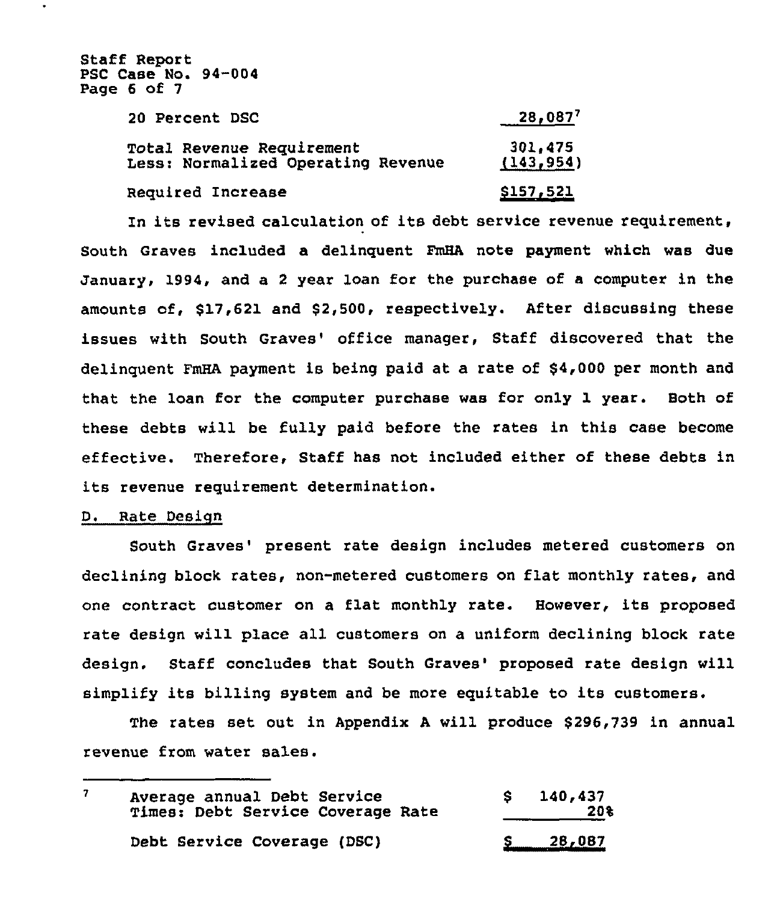| | |
|---|---|
| 20 Percent DSC | 28,087[7] |
| Total Revenue Requirement | 301,475 |
| Less: Normalized Operating Revenue | (143,954) |
| Required Increase | $157,521 |

In its revised calculation of its debt service revenue requirement, South Graves included a delinquent FmHA note payment which was due January, 1994, and a 2 year loan for the purchase of a computer in the amounts of, $17,621 and $2,500, respectively. After discussing these issues with South Graves' office manager, Staff discovered that the delinquent FmHA payment is being paid at a rate of $4,000 per month and that the loan for the computer purchase was for only 1 year. Both of these debts will be fully paid before the rates in this case become effective. Therefore, Staff has not included either of these debts in its revenue requirement determination.

D. Rate Design

South Graves' present rate design includes metered customers on declining block rates, non-metered customers on flat monthly rates, and one contract customer on a flat monthly rate. However, its proposed rate design will place all customers on a uniform declining block rate design. Staff concludes that South Graves' proposed rate design will simplify its billing system and be more equitable to its customers.

The rates set out in Appendix A will produce $296,739 in annual revenue from water sales.

---

[7]

| | |
|---|---|
| Average annual Debt Service | $ 140,437 |
| Times: Debt Service Coverage Rate | 20% |
| Debt Service Coverage (DSC) | $ 28,087 |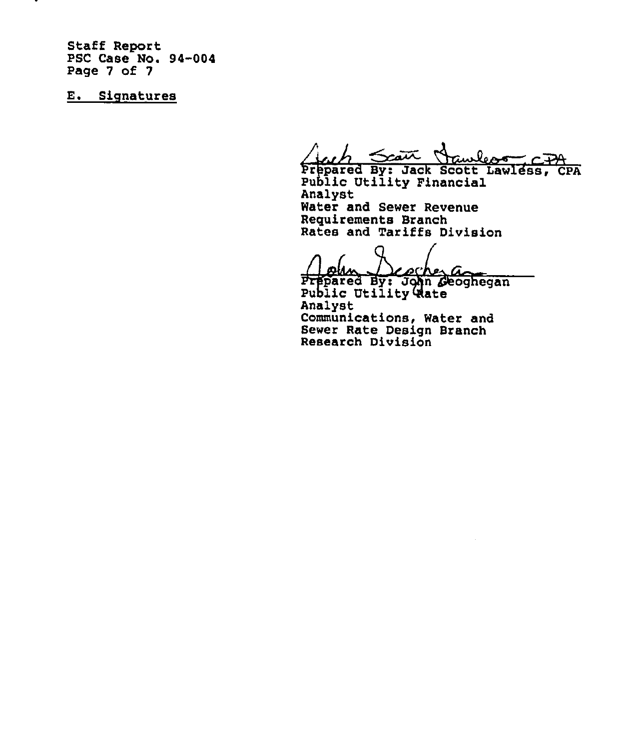## E. Signatures

Prepared By: Jack Scott Lawless, CPA
Public Utility Financial Analyst
Water and Sewer Revenue Requirements Branch
Rates and Tariffs Division

Prepared By: John Geoghegan
Public Utility Rate Analyst
Communications, Water and Sewer Rate Design Branch
Research Division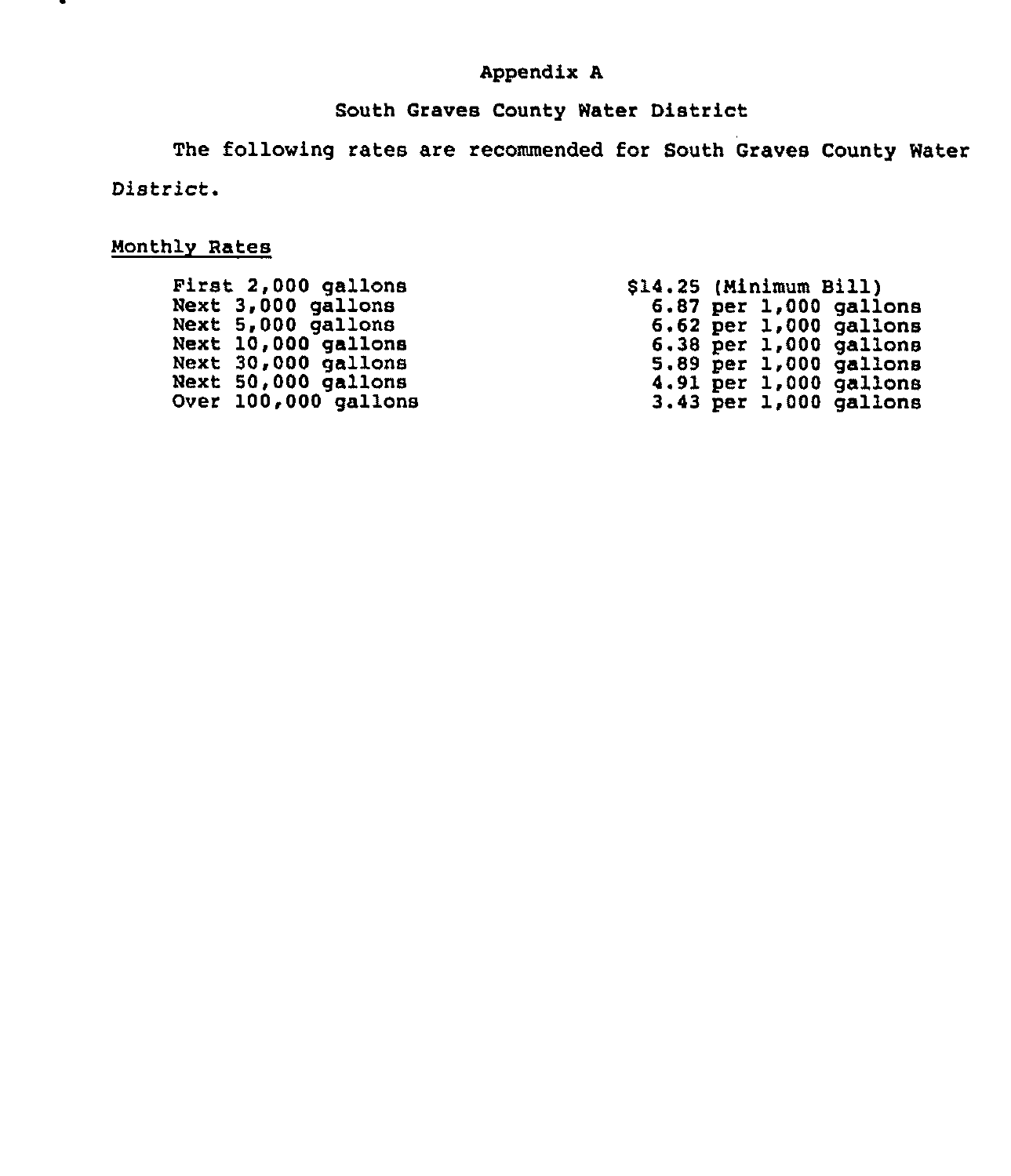# Appendix A

## South Graves County Water District

The following rates are recommended for South Graves County Water District.

Monthly Rates

| | |
|---|---|
| First 2,000 gallons | $14.25 (Minimum Bill) |
| Next 3,000 gallons | 6.87 per 1,000 gallons |
| Next 5,000 gallons | 6.62 per 1,000 gallons |
| Next 10,000 gallons | 6.38 per 1,000 gallons |
| Next 30,000 gallons | 5.89 per 1,000 gallons |
| Next 50,000 gallons | 4.91 per 1,000 gallons |
| Over 100,000 gallons | 3.43 per 1,000 gallons |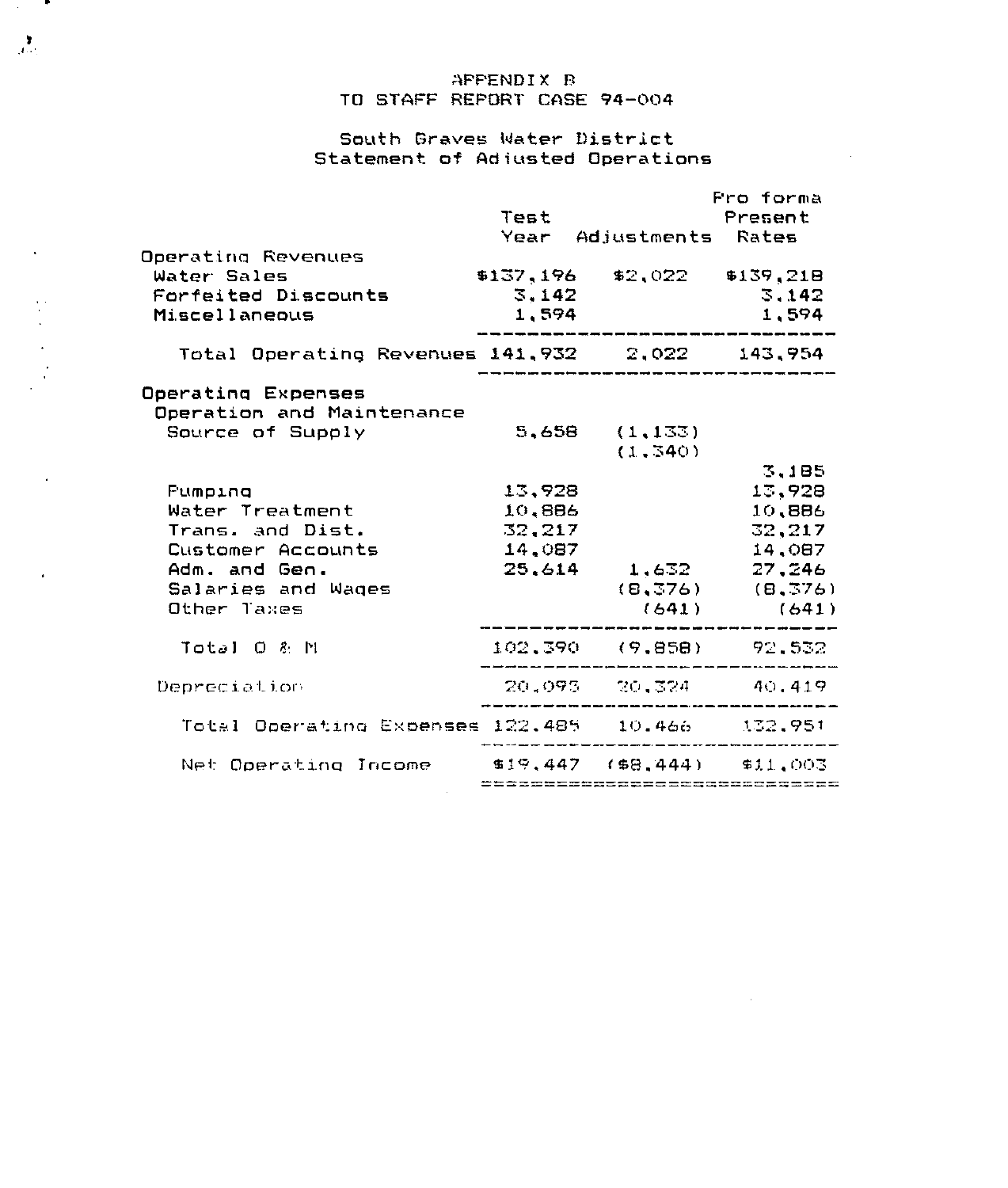APPENDIX B
TO STAFF REPORT CASE 94-004

South Graves Water District
Statement of Adjusted Operations

| | Test Year | Adjustments | Pro forma Present Rates |
|---|---|---|---|
| Operating Revenues | | | |
| Water Sales | $137,196 | $2,022 | $139,218 |
| Forfeited Discounts | 3,142 | | 3,142 |
| Miscellaneous | 1,594 | | 1,594 |
| Total Operating Revenues | 141,932 | 2,022 | 143,954 |
| Operating Expenses | | | |
| Operation and Maintenance | | | |
| Source of Supply | 5,658 | (1,133) | |
| | | (1,340) | |
| | | | 3,185 |
| Pumping | 13,928 | | 13,928 |
| Water Treatment | 10,886 | | 10,886 |
| Trans. and Dist. | 32,217 | | 32,217 |
| Customer Accounts | 14,087 | | 14,087 |
| Adm. and Gen. | 25,614 | 1,632 | 27,246 |
| Salaries and Wages | | (8,376) | (8,376) |
| Other Taxes | | (641) | (641) |
| Total O & M | 102,390 | (9,858) | 92,532 |
| Depreciation | 20,095 | 20,324 | 40,419 |
| Total Operating Expenses | 122,485 | 10,466 | 132,951 |
| Net Operating Income | $19,447 | ($8,444) | $11,003 |